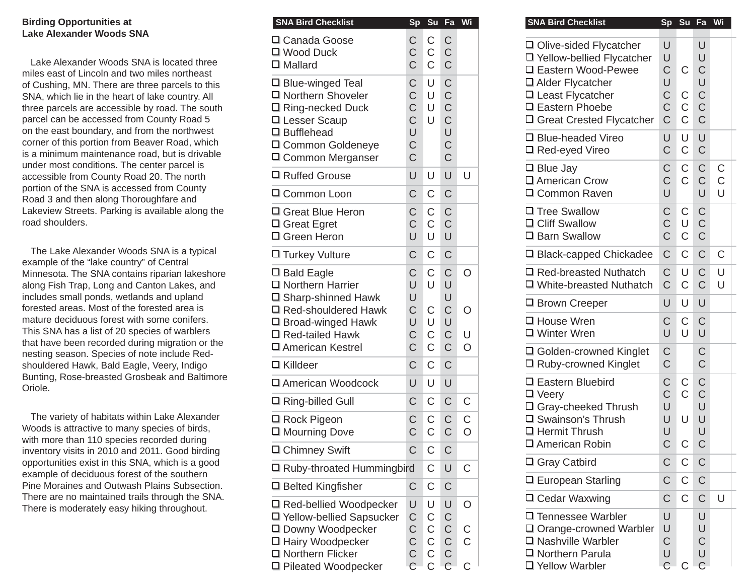## Birding Opportunities at Lake Alexander Woods SNA

Lake Alexander Woods SNA is located three miles east of Lincoln and two miles northeast of Cushing, MN. There are three parcels to this SNA, which lie in the heart of lake country. All three parcels are accessible by road. The south parcel can be accessed from County Road 5 on the east boundary, and from the northwest corner of this portion from Beaver Road, which is a minimum maintenance road, but is drivable under most conditions. The center parcel is accessible from County Road 20. The north portion of the SNA is accessed from County Road 3 and then along Thoroughfare and Lakeview Streets. Parking is available along the road shoulders.

The Lake Alexander Woods SNA is a typical example of the "lake country" of Central Minnesota. The SNA contains riparian lakeshore along Fish Trap, Long and Canton Lakes, and includes small ponds, wetlands and upland forested areas. Most of the forested area is mature deciduous forest with some conifers. This SNA has a list of 20 species of warblers that have been recorded during migration or the nesting season. Species of note include Red-shouldered Hawk, Bald Eagle, Veery, Indigo Bunting, Rose-breasted Grosbeak and Baltimore Oriole.

The variety of habitats within Lake Alexander Woods is attractive to many species of birds, with more than 110 species recorded during inventory visits in 2010 and 2011. Good birding opportunities exist in this SNA, which is a good example of deciduous forest of the southern Pine Moraines and Outwash Plains Subsection. There are no maintained trails through the SNA. There is moderately easy hiking throughout.

| SNA Bird Checklist | Sp | Su | Fa | Wi |
|---|---|---|---|---|
| ☐ Canada Goose | C | C | C | |
| ☐ Wood Duck | C | C | C | |
| ☐ Mallard | C | C | C | |
| ☐ Blue-winged Teal | C | U | C | |
| ☐ Northern Shoveler | C | U | C | |
| ☐ Ring-necked Duck | C | U | C | |
| ☐ Lesser Scaup | C | U | C | |
| ☐ Bufflehead | U | | U | |
| ☐ Common Goldeneye | C | | C | |
| ☐ Common Merganser | C | | C | |
| ☐ Ruffed Grouse | U | U | U | U |
| ☐ Common Loon | C | C | C | |
| ☐ Great Blue Heron | C | C | C | |
| ☐ Great Egret | C | C | C | |
| ☐ Green Heron | U | U | U | |
| ☐ Turkey Vulture | C | C | C | |
| ☐ Bald Eagle | C | C | C | O |
| ☐ Northern Harrier | U | U | U | |
| ☐ Sharp-shinned Hawk | U | | U | |
| ☐ Red-shouldered Hawk | C | C | C | O |
| ☐ Broad-winged Hawk | U | U | U | |
| ☐ Red-tailed Hawk | C | C | C | U |
| ☐ American Kestrel | C | C | C | O |
| ☐ Killdeer | C | C | C | |
| ☐ American Woodcock | U | U | U | |
| ☐ Ring-billed Gull | C | C | C | C |
| ☐ Rock Pigeon | C | C | C | C |
| ☐ Mourning Dove | C | C | C | O |
| ☐ Chimney Swift | C | C | C | |
| ☐ Ruby-throated Hummingbird | | C | U | C |
| ☐ Belted Kingfisher | C | C | C | |
| ☐ Red-bellied Woodpecker | U | U | U | O |
| ☐ Yellow-bellied Sapsucker | C | C | C | |
| ☐ Downy Woodpecker | C | C | C | C |
| ☐ Hairy Woodpecker | C | C | C | C |
| ☐ Northern Flicker | C | C | C | |
| ☐ Pileated Woodpecker | C | C | C | C |
| ☐ Olive-sided Flycatcher | U | | U | |
| ☐ Yellow-bellied Flycatcher | U | | U | |
| ☐ Eastern Wood-Pewee | C | C | C | |
| ☐ Alder Flycatcher | U | | U | |
| ☐ Least Flycatcher | C | C | C | |
| ☐ Eastern Phoebe | C | C | C | |
| ☐ Great Crested Flycatcher | C | C | C | |
| ☐ Blue-headed Vireo | U | U | U | |
| ☐ Red-eyed Vireo | C | C | C | |
| ☐ Blue Jay | C | C | C | C |
| ☐ American Crow | C | C | C | C |
| ☐ Common Raven | U | | U | U |
| ☐ Tree Swallow | C | C | C | |
| ☐ Cliff Swallow | C | U | C | |
| ☐ Barn Swallow | C | C | C | |
| ☐ Black-capped Chickadee | C | C | C | C |
| ☐ Red-breasted Nuthatch | C | U | C | U |
| ☐ White-breasted Nuthatch | C | C | C | U |
| ☐ Brown Creeper | U | U | U | |
| ☐ House Wren | C | C | C | |
| ☐ Winter Wren | U | U | U | |
| ☐ Golden-crowned Kinglet | C | | C | |
| ☐ Ruby-crowned Kinglet | C | | C | |
| ☐ Eastern Bluebird | C | C | C | |
| ☐ Veery | C | C | C | |
| ☐ Gray-cheeked Thrush | U | | U | |
| ☐ Swainson's Thrush | U | U | U | |
| ☐ Hermit Thrush | U | | U | |
| ☐ American Robin | C | C | C | |
| ☐ Gray Catbird | C | C | C | |
| ☐ European Starling | C | C | C | |
| ☐ Cedar Waxwing | C | C | C | U |
| ☐ Tennessee Warbler | U | | U | |
| ☐ Orange-crowned Warbler | U | | U | |
| ☐ Nashville Warbler | C | | C | |
| ☐ Northern Parula | U | | U | |
| ☐ Yellow Warbler | C | C | C | |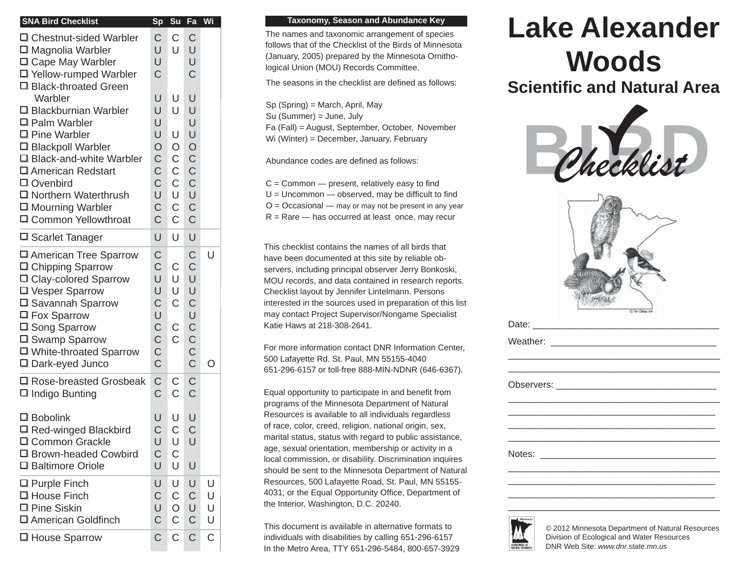| SNA Bird Checklist | Sp | Su | Fa | Wi |
|---|---|---|---|---|
| ☐ Chestnut-sided Warbler | C | C | C | |
| ☐ Magnolia Warbler | U | U | U | |
| ☐ Cape May Warbler | U | | U | |
| ☐ Yellow-rumped Warbler | C | | C | |
| ☐ Black-throated Green Warbler | U | U | U | |
| ☐ Blackburnian Warbler | U | U | U | |
| ☐ Palm Warbler | U | | U | |
| ☐ Pine Warbler | U | U | U | |
| ☐ Blackpoll Warbler | O | O | O | |
| ☐ Black-and-white Warbler | C | C | C | |
| ☐ American Redstart | C | C | C | |
| ☐ Ovenbird | C | C | C | |
| ☐ Northern Waterthrush | U | U | U | |
| ☐ Mourning Warbler | C | C | C | |
| ☐ Common Yellowthroat | C | C | C | |
| ☐ Scarlet Tanager | U | U | U | |
| ☐ American Tree Sparrow | C | | C | U |
| ☐ Chipping Sparrow | C | C | C | |
| ☐ Clay-colored Sparrow | U | U | U | |
| ☐ Vesper Sparrow | U | U | U | |
| ☐ Savannah Sparrow | C | C | C | |
| ☐ Fox Sparrow | U | | U | |
| ☐ Song Sparrow | C | C | C | |
| ☐ Swamp Sparrow | C | C | C | |
| ☐ White-throated Sparrow | C | | C | |
| ☐ Dark-eyed Junco | C | | C | O |
| ☐ Rose-breasted Grosbeak | C | C | C | |
| ☐ Indigo Bunting | C | C | C | |
| ☐ Bobolink | U | U | U | |
| ☐ Red-winged Blackbird | C | C | C | |
| ☐ Common Grackle | U | U | U | |
| ☐ Brown-headed Cowbird | C | C | | |
| ☐ Baltimore Oriole | U | U | U | |
| ☐ Purple Finch | U | U | U | U |
| ☐ House Finch | C | C | C | U |
| ☐ Pine Siskin | U | O | U | U |
| ☐ American Goldfinch | C | C | C | U |
| ☐ House Sparrow | C | C | C | C |

**Taxonomy, Season and Abundance Key**

The names and taxonomic arrangement of species follows that of the Checklist of the Birds of Minnesota (January, 2005) prepared by the Minnesota Ornithological Union (MOU) Records Committee.

The seasons in the checklist are defined as follows:

Sp (Spring) = March, April, May
Su (Summer) = June, July
Fa (Fall) = August, September, October, November
Wi (Winter) = December, January, February

Abundance codes are defined as follows:

C = Common — present, relatively easy to find
U = Uncommon — observed, may be difficult to find
O = Occasional — may or may not be present in any year
R = Rare — has occurred at least once, may recur

This checklist contains the names of all birds that have been documented at this site by reliable observers, including principal observer Jerry Bonkoski, MOU records, and data contained in research reports. Checklist layout by Jennifer Lintelmann. Persons interested in the sources used in preparation of this list may contact Project Supervisor/Nongame Specialist Katie Haws at 218-308-2641.

For more information contact DNR Information Center, 500 Lafayette Rd. St. Paul, MN 55155-4040
651-296-6157 or toll-free 888-MIN-NDNR (646-6367).

Equal opportunity to participate in and benefit from programs of the Minnesota Department of Natural Resources is available to all individuals regardless of race, color, creed, religion, national origin, sex, marital status, status with regard to public assistance, age, sexual orientation, membership or activity in a local commission, or disability. Discrimination inquires should be sent to the Minnesota Department of Natural Resources, 500 Lafayette Road, St. Paul, MN 55155-4031; or the Equal Opportunity Office, Department of the Interior, Washington, D.C. 20240.

This document is available in alternative formats to individuals with disabilities by calling 651-296-6157
In the Metro Area, TTY 651-296-5484, 800-657-3929

# Lake Alexander Woods

## Scientific and Natural Area

BIRD Checklist

Date: ____________________________________

Weather: ________________________________

Observers: _______________________________

Notes: __________________________________

© 2012 Minnesota Department of Natural Resources
Division of Ecological and Water Resources
DNR Web Site: *www.dnr.state.mn.us*